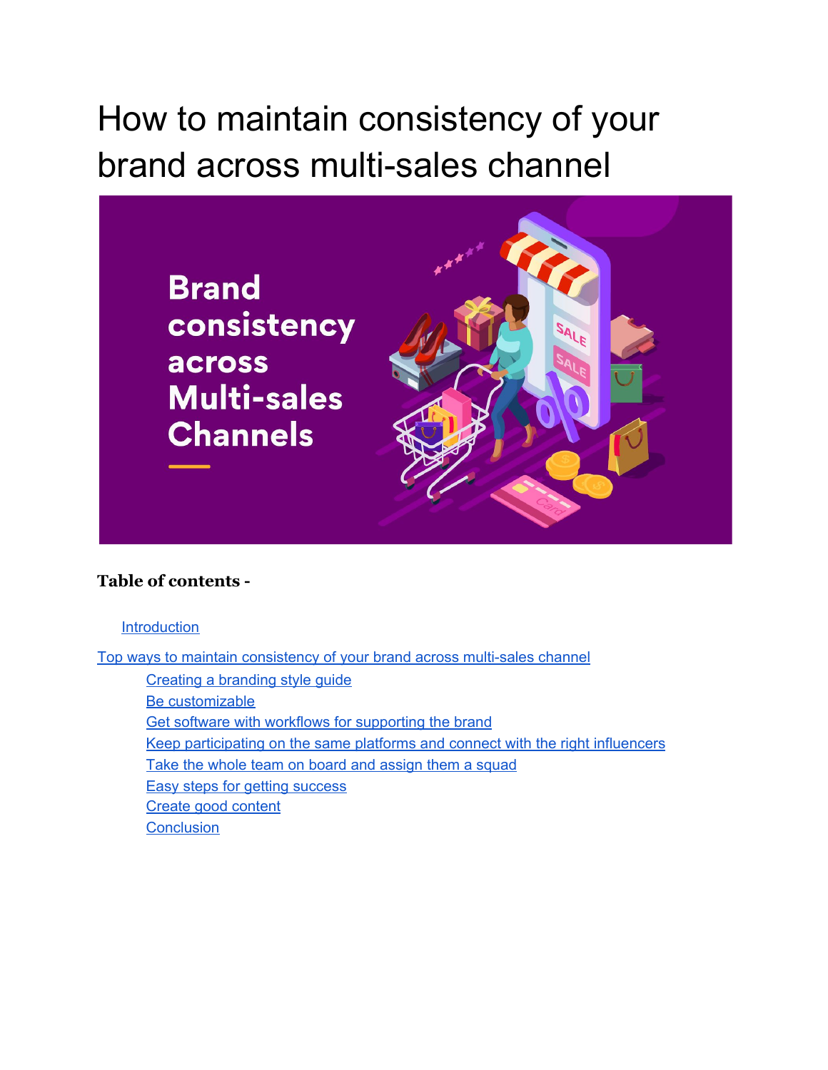# How to maintain consistency of your brand across multi-sales channel

**Table of contents -**

- Introduction

- Top ways to maintain consistency of your brand across multi-sales channel
  - Creating a branding style guide
  - Be customizable
  - Get software with workflows for supporting the brand
  - Keep participating on the same platforms and connect with the right influencers
  - Take the whole team on board and assign them a squad
  - Easy steps for getting success
  - Create good content
  - Conclusion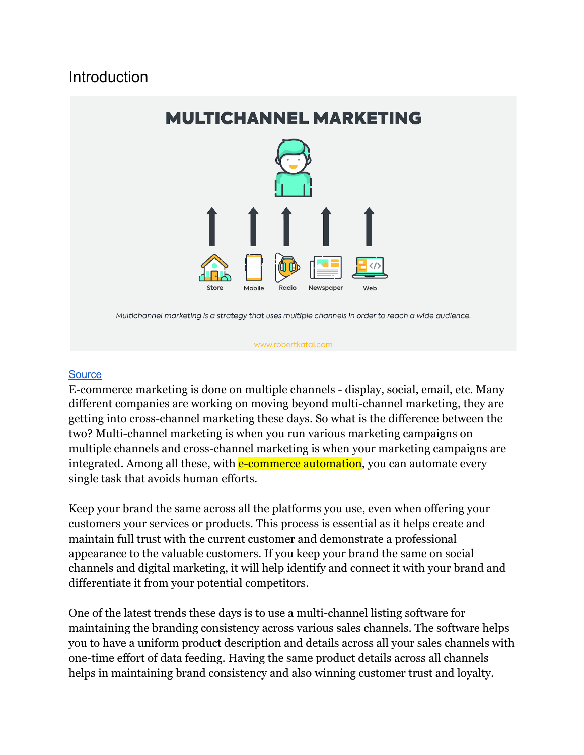## Introduction

Source

E-commerce marketing is done on multiple channels - display, social, email, etc. Many different companies are working on moving beyond multi-channel marketing, they are getting into cross-channel marketing these days. So what is the difference between the two? Multi-channel marketing is when you run various marketing campaigns on multiple channels and cross-channel marketing is when your marketing campaigns are integrated. Among all these, with e-commerce automation, you can automate every single task that avoids human efforts.

Keep your brand the same across all the platforms you use, even when offering your customers your services or products. This process is essential as it helps create and maintain full trust with the current customer and demonstrate a professional appearance to the valuable customers. If you keep your brand the same on social channels and digital marketing, it will help identify and connect it with your brand and differentiate it from your potential competitors.

One of the latest trends these days is to use a multi-channel listing software for maintaining the branding consistency across various sales channels. The software helps you to have a uniform product description and details across all your sales channels with one-time effort of data feeding. Having the same product details across all channels helps in maintaining brand consistency and also winning customer trust and loyalty.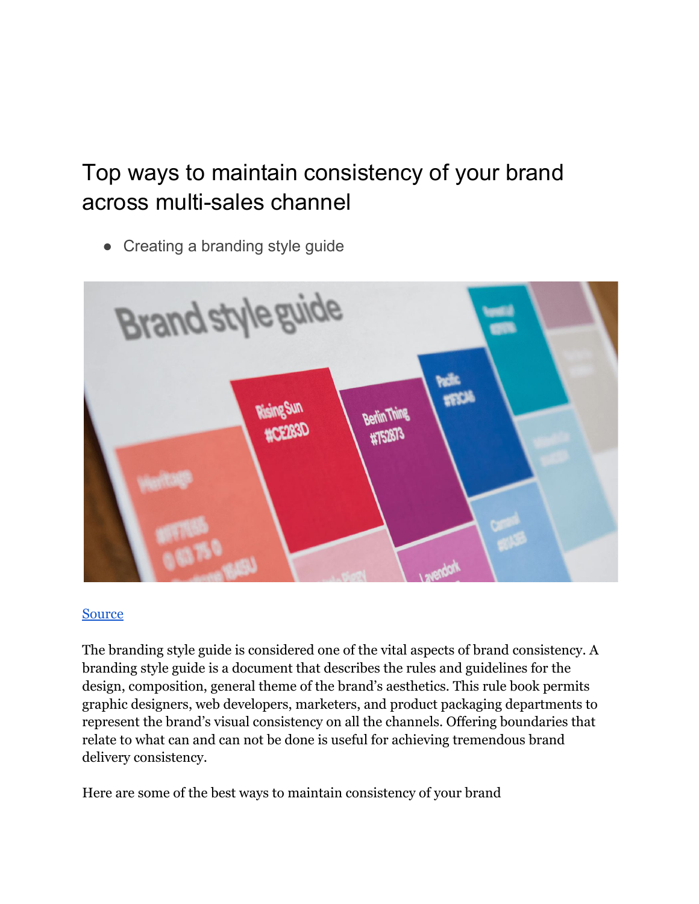# Top ways to maintain consistency of your brand across multi-sales channel

- Creating a branding style guide

Source

The branding style guide is considered one of the vital aspects of brand consistency. A branding style guide is a document that describes the rules and guidelines for the design, composition, general theme of the brand's aesthetics. This rule book permits graphic designers, web developers, marketers, and product packaging departments to represent the brand's visual consistency on all the channels. Offering boundaries that relate to what can and can not be done is useful for achieving tremendous brand delivery consistency.

Here are some of the best ways to maintain consistency of your brand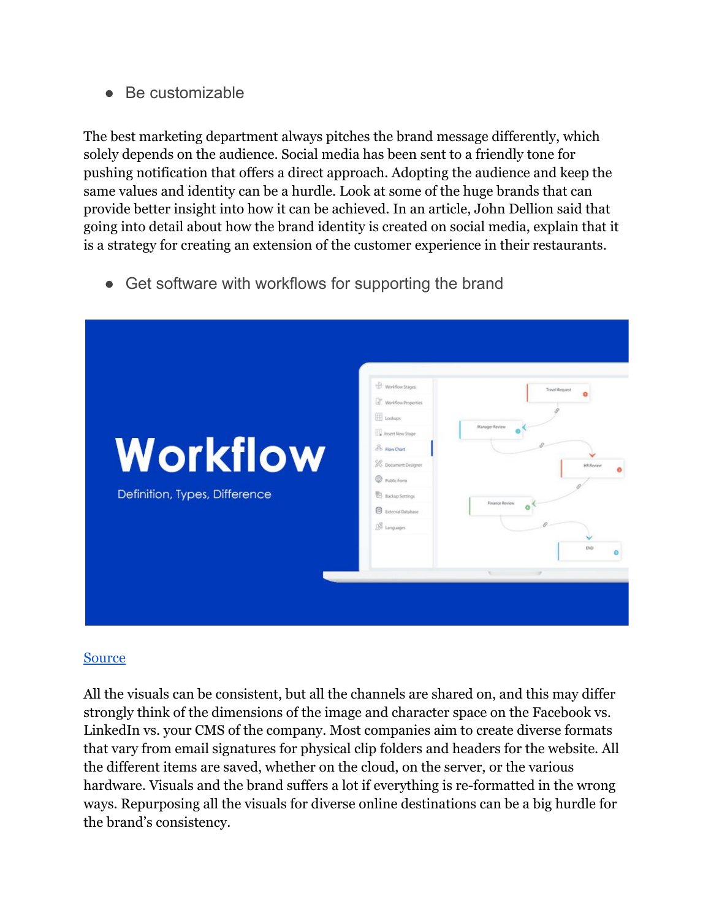- Be customizable

The best marketing department always pitches the brand message differently, which solely depends on the audience. Social media has been sent to a friendly tone for pushing notification that offers a direct approach. Adopting the audience and keep the same values and identity can be a hurdle. Look at some of the huge brands that can provide better insight into how it can be achieved. In an article, John Dellion said that going into detail about how the brand identity is created on social media, explain that it is a strategy for creating an extension of the customer experience in their restaurants.

- Get software with workflows for supporting the brand

[Source]

All the visuals can be consistent, but all the channels are shared on, and this may differ strongly think of the dimensions of the image and character space on the Facebook vs. LinkedIn vs. your CMS of the company. Most companies aim to create diverse formats that vary from email signatures for physical clip folders and headers for the website. All the different items are saved, whether on the cloud, on the server, or the various hardware. Visuals and the brand suffers a lot if everything is re-formatted in the wrong ways. Repurposing all the visuals for diverse online destinations can be a big hurdle for the brand's consistency.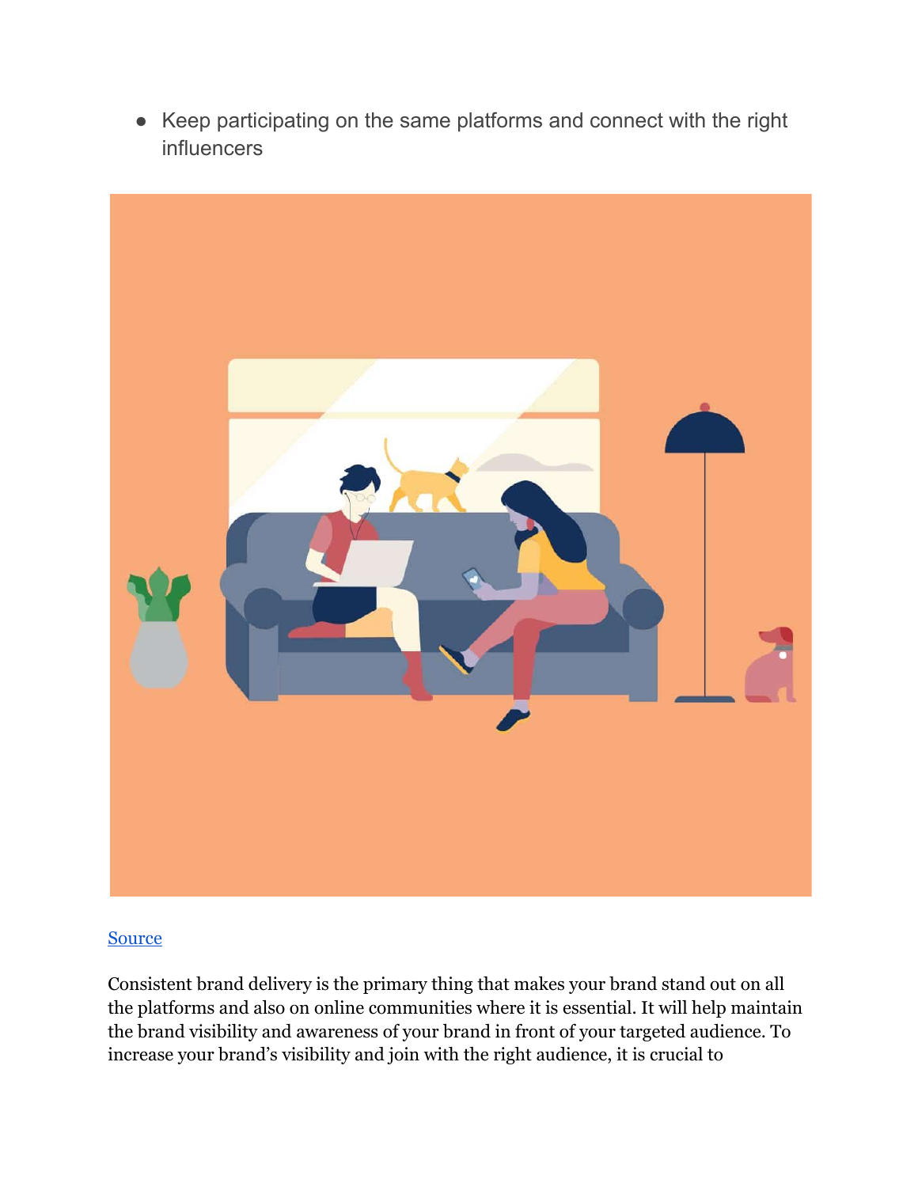- Keep participating on the same platforms and connect with the right influencers

Source

Consistent brand delivery is the primary thing that makes your brand stand out on all the platforms and also on online communities where it is essential. It will help maintain the brand visibility and awareness of your brand in front of your targeted audience. To increase your brand's visibility and join with the right audience, it is crucial to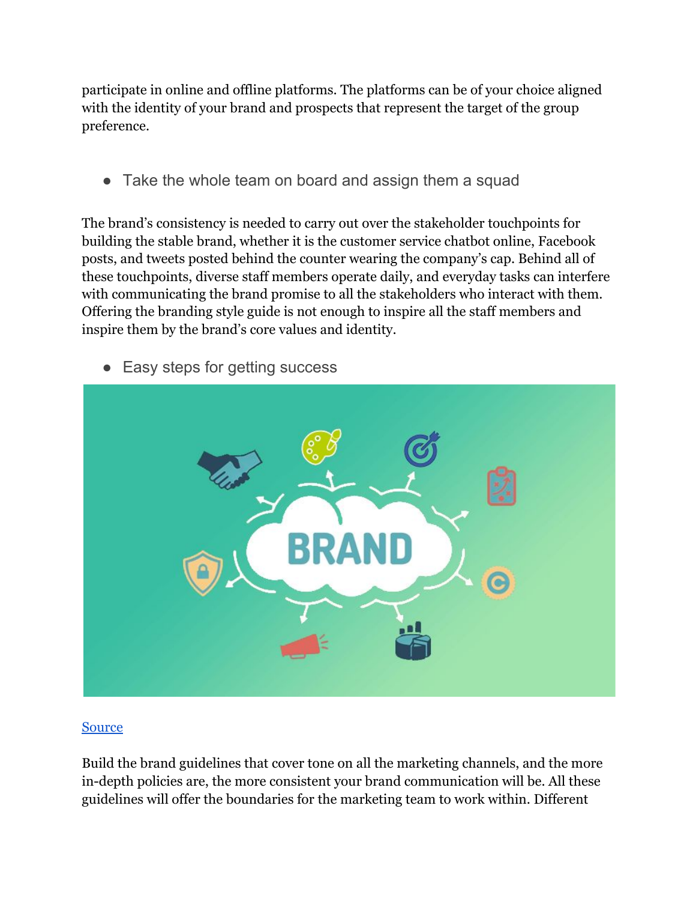participate in online and offline platforms. The platforms can be of your choice aligned with the identity of your brand and prospects that represent the target of the group preference.

- Take the whole team on board and assign them a squad

The brand's consistency is needed to carry out over the stakeholder touchpoints for building the stable brand, whether it is the customer service chatbot online, Facebook posts, and tweets posted behind the counter wearing the company's cap. Behind all of these touchpoints, diverse staff members operate daily, and everyday tasks can interfere with communicating the brand promise to all the stakeholders who interact with them. Offering the branding style guide is not enough to inspire all the staff members and inspire them by the brand's core values and identity.

- Easy steps for getting success

Source

Build the brand guidelines that cover tone on all the marketing channels, and the more in-depth policies are, the more consistent your brand communication will be. All these guidelines will offer the boundaries for the marketing team to work within. Different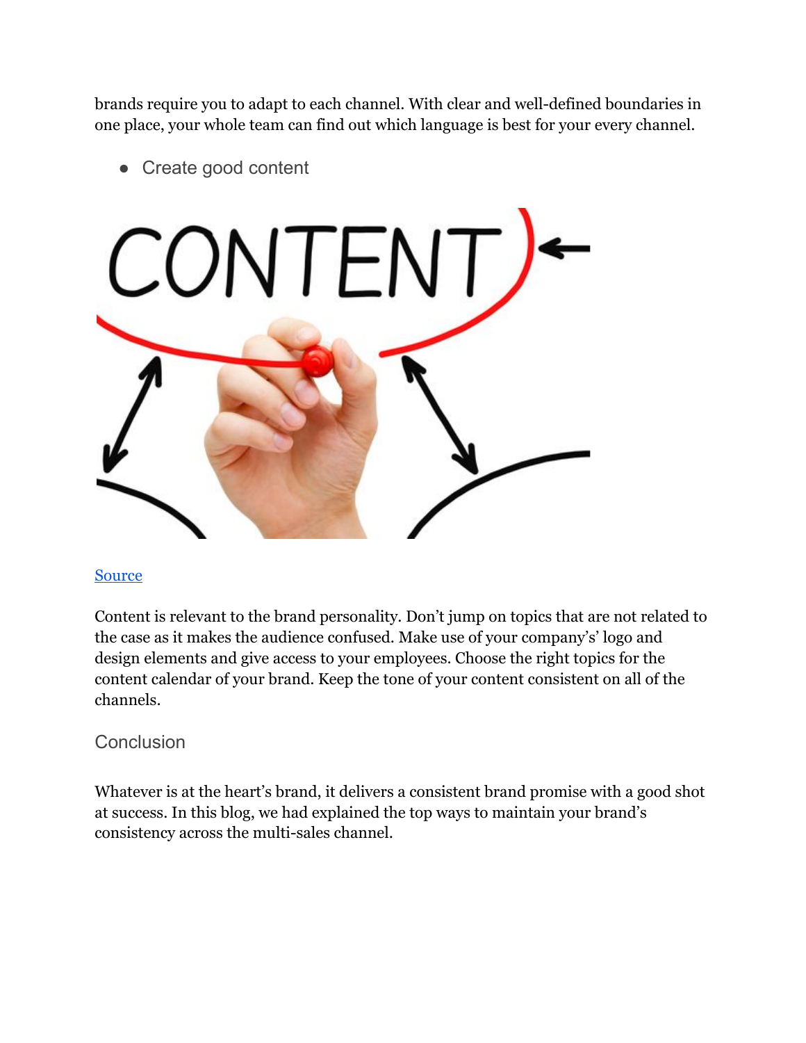brands require you to adapt to each channel. With clear and well-defined boundaries in one place, your whole team can find out which language is best for your every channel.

- Create good content

Source

Content is relevant to the brand personality. Don't jump on topics that are not related to the case as it makes the audience confused. Make use of your company's' logo and design elements and give access to your employees. Choose the right topics for the content calendar of your brand. Keep the tone of your content consistent on all of the channels.

## Conclusion

Whatever is at the heart's brand, it delivers a consistent brand promise with a good shot at success. In this blog, we had explained the top ways to maintain your brand's consistency across the multi-sales channel.